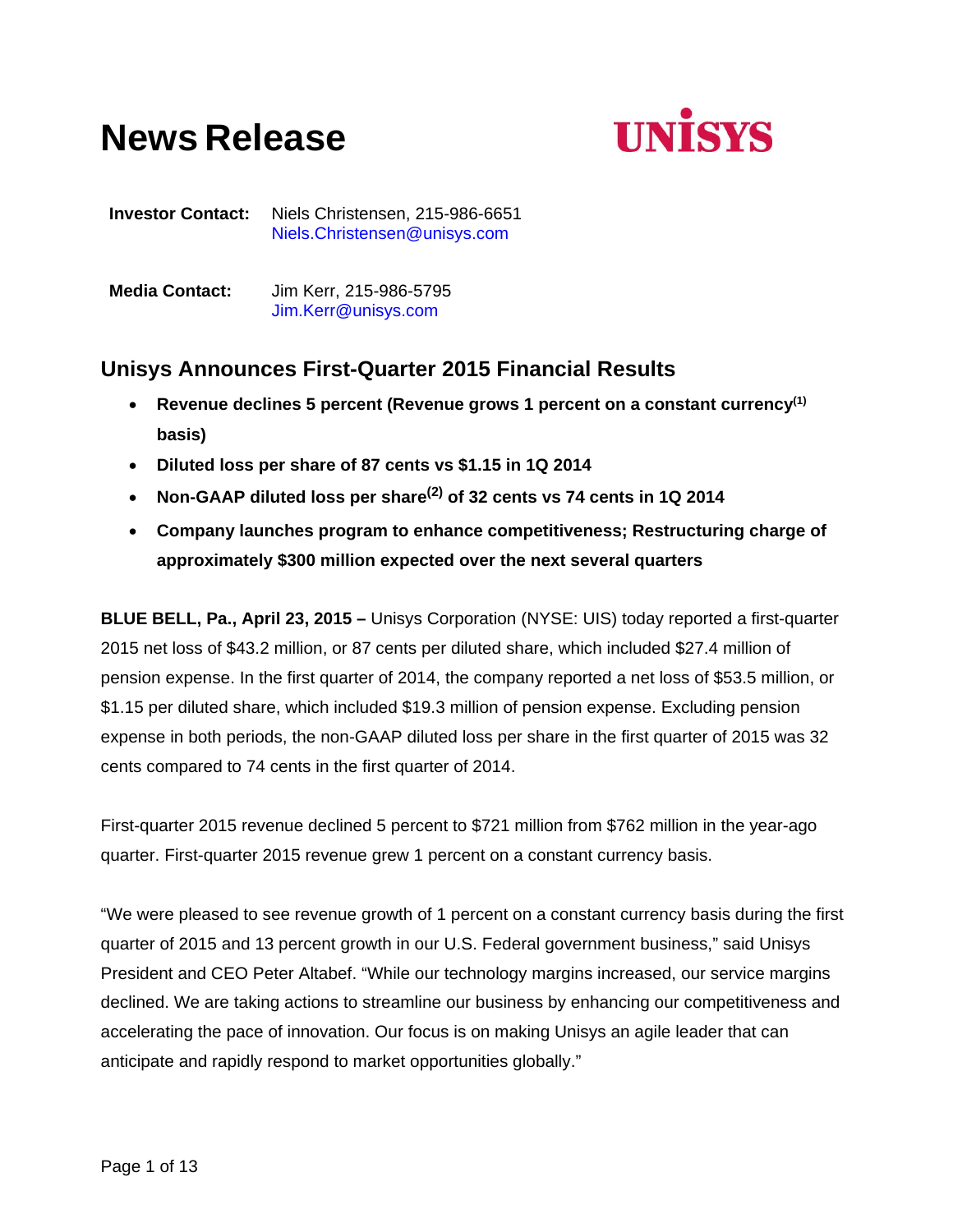# News Release

UNISYS

**Investor Contact:** Niels Christensen, 215-986-6651
Niels.Christensen@unisys.com

**Media Contact:** Jim Kerr, 215-986-5795
Jim.Kerr@unisys.com

## Unisys Announces First-Quarter 2015 Financial Results

- **Revenue declines 5 percent (Revenue grows 1 percent on a constant currency[1] basis)**
- **Diluted loss per share of 87 cents vs $1.15 in 1Q 2014**
- **Non-GAAP diluted loss per share[2] of 32 cents vs 74 cents in 1Q 2014**
- **Company launches program to enhance competitiveness; Restructuring charge of approximately $300 million expected over the next several quarters**

**BLUE BELL, Pa., April 23, 2015 –** Unisys Corporation (NYSE: UIS) today reported a first-quarter 2015 net loss of $43.2 million, or 87 cents per diluted share, which included $27.4 million of pension expense. In the first quarter of 2014, the company reported a net loss of $53.5 million, or $1.15 per diluted share, which included $19.3 million of pension expense. Excluding pension expense in both periods, the non-GAAP diluted loss per share in the first quarter of 2015 was 32 cents compared to 74 cents in the first quarter of 2014.

First-quarter 2015 revenue declined 5 percent to $721 million from $762 million in the year-ago quarter. First-quarter 2015 revenue grew 1 percent on a constant currency basis.

"We were pleased to see revenue growth of 1 percent on a constant currency basis during the first quarter of 2015 and 13 percent growth in our U.S. Federal government business," said Unisys President and CEO Peter Altabef. "While our technology margins increased, our service margins declined. We are taking actions to streamline our business by enhancing our competitiveness and accelerating the pace of innovation. Our focus is on making Unisys an agile leader that can anticipate and rapidly respond to market opportunities globally."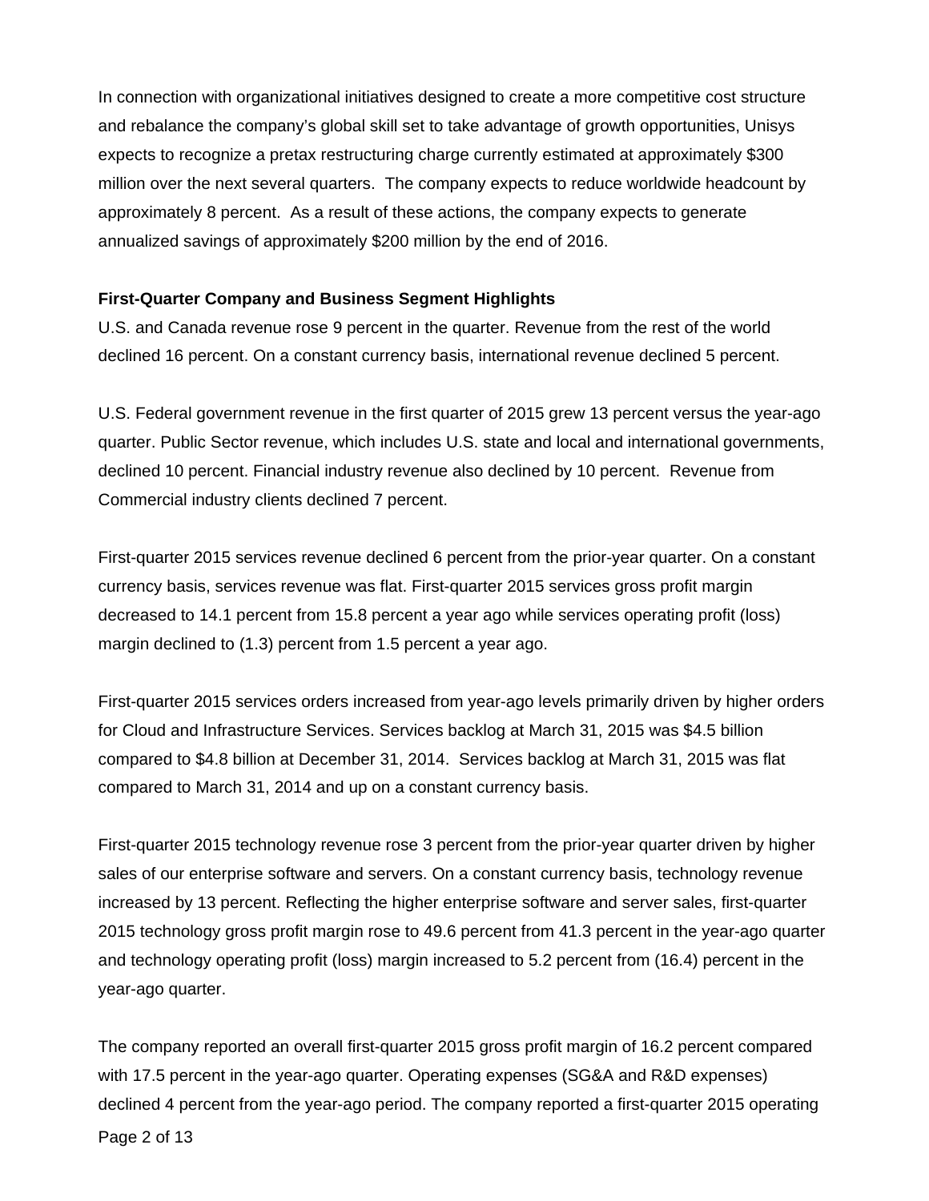In connection with organizational initiatives designed to create a more competitive cost structure and rebalance the company's global skill set to take advantage of growth opportunities, Unisys expects to recognize a pretax restructuring charge currently estimated at approximately $300 million over the next several quarters. The company expects to reduce worldwide headcount by approximately 8 percent. As a result of these actions, the company expects to generate annualized savings of approximately $200 million by the end of 2016.

**First-Quarter Company and Business Segment Highlights**

U.S. and Canada revenue rose 9 percent in the quarter. Revenue from the rest of the world declined 16 percent. On a constant currency basis, international revenue declined 5 percent.

U.S. Federal government revenue in the first quarter of 2015 grew 13 percent versus the year-ago quarter. Public Sector revenue, which includes U.S. state and local and international governments, declined 10 percent. Financial industry revenue also declined by 10 percent. Revenue from Commercial industry clients declined 7 percent.

First-quarter 2015 services revenue declined 6 percent from the prior-year quarter. On a constant currency basis, services revenue was flat. First-quarter 2015 services gross profit margin decreased to 14.1 percent from 15.8 percent a year ago while services operating profit (loss) margin declined to (1.3) percent from 1.5 percent a year ago.

First-quarter 2015 services orders increased from year-ago levels primarily driven by higher orders for Cloud and Infrastructure Services. Services backlog at March 31, 2015 was $4.5 billion compared to $4.8 billion at December 31, 2014. Services backlog at March 31, 2015 was flat compared to March 31, 2014 and up on a constant currency basis.

First-quarter 2015 technology revenue rose 3 percent from the prior-year quarter driven by higher sales of our enterprise software and servers. On a constant currency basis, technology revenue increased by 13 percent. Reflecting the higher enterprise software and server sales, first-quarter 2015 technology gross profit margin rose to 49.6 percent from 41.3 percent in the year-ago quarter and technology operating profit (loss) margin increased to 5.2 percent from (16.4) percent in the year-ago quarter.

The company reported an overall first-quarter 2015 gross profit margin of 16.2 percent compared with 17.5 percent in the year-ago quarter. Operating expenses (SG&A and R&D expenses) declined 4 percent from the year-ago period. The company reported a first-quarter 2015 operating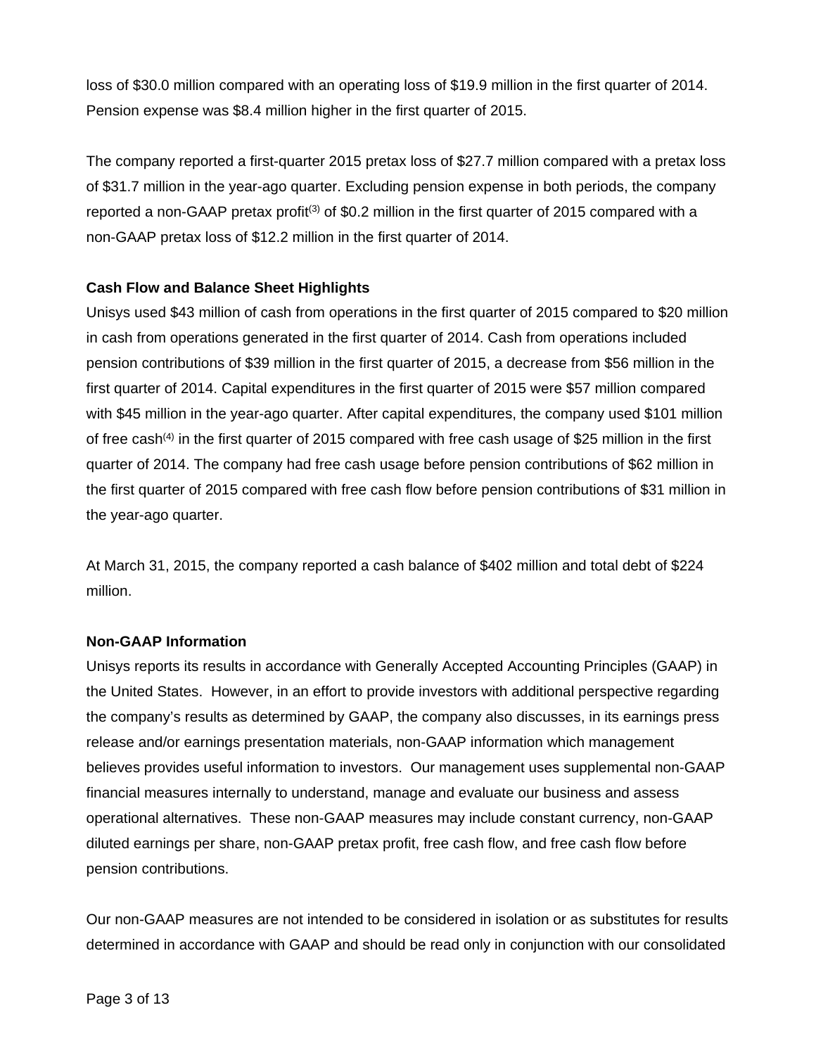loss of $30.0 million compared with an operating loss of $19.9 million in the first quarter of 2014. Pension expense was $8.4 million higher in the first quarter of 2015.

The company reported a first-quarter 2015 pretax loss of $27.7 million compared with a pretax loss of $31.7 million in the year-ago quarter. Excluding pension expense in both periods, the company reported a non-GAAP pretax profit[(3)] of $0.2 million in the first quarter of 2015 compared with a non-GAAP pretax loss of $12.2 million in the first quarter of 2014.

**Cash Flow and Balance Sheet Highlights**

Unisys used $43 million of cash from operations in the first quarter of 2015 compared to $20 million in cash from operations generated in the first quarter of 2014. Cash from operations included pension contributions of $39 million in the first quarter of 2015, a decrease from $56 million in the first quarter of 2014. Capital expenditures in the first quarter of 2015 were $57 million compared with $45 million in the year-ago quarter. After capital expenditures, the company used $101 million of free cash[(4)] in the first quarter of 2015 compared with free cash usage of $25 million in the first quarter of 2014. The company had free cash usage before pension contributions of $62 million in the first quarter of 2015 compared with free cash flow before pension contributions of $31 million in the year-ago quarter.

At March 31, 2015, the company reported a cash balance of $402 million and total debt of $224 million.

**Non-GAAP Information**

Unisys reports its results in accordance with Generally Accepted Accounting Principles (GAAP) in the United States. However, in an effort to provide investors with additional perspective regarding the company's results as determined by GAAP, the company also discusses, in its earnings press release and/or earnings presentation materials, non-GAAP information which management believes provides useful information to investors. Our management uses supplemental non-GAAP financial measures internally to understand, manage and evaluate our business and assess operational alternatives. These non-GAAP measures may include constant currency, non-GAAP diluted earnings per share, non-GAAP pretax profit, free cash flow, and free cash flow before pension contributions.

Our non-GAAP measures are not intended to be considered in isolation or as substitutes for results determined in accordance with GAAP and should be read only in conjunction with our consolidated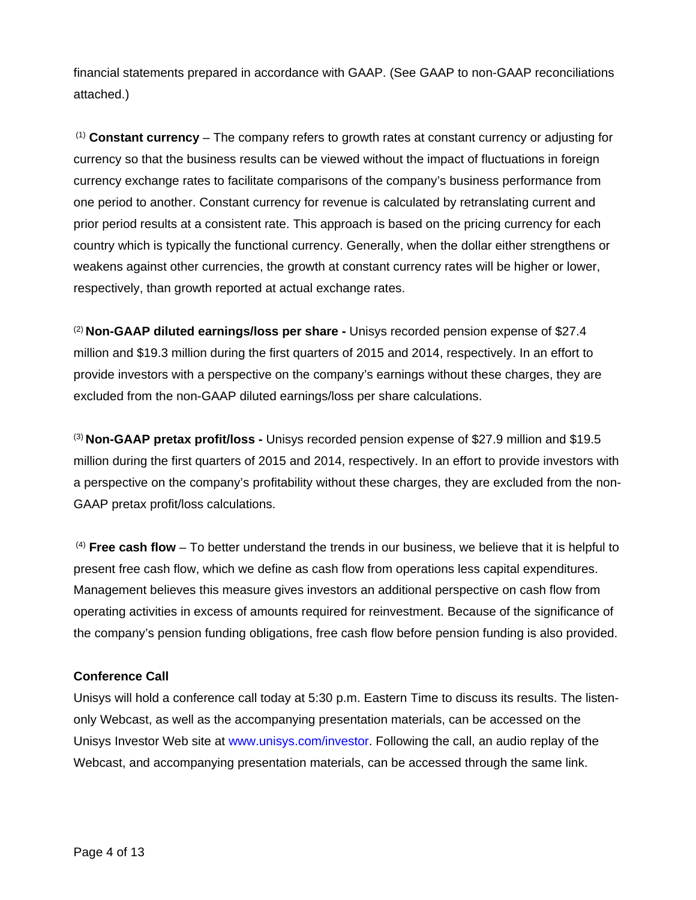financial statements prepared in accordance with GAAP. (See GAAP to non-GAAP reconciliations attached.)

[1] **Constant currency** – The company refers to growth rates at constant currency or adjusting for currency so that the business results can be viewed without the impact of fluctuations in foreign currency exchange rates to facilitate comparisons of the company's business performance from one period to another. Constant currency for revenue is calculated by retranslating current and prior period results at a consistent rate. This approach is based on the pricing currency for each country which is typically the functional currency. Generally, when the dollar either strengthens or weakens against other currencies, the growth at constant currency rates will be higher or lower, respectively, than growth reported at actual exchange rates.

[2] **Non-GAAP diluted earnings/loss per share -** Unisys recorded pension expense of $27.4 million and $19.3 million during the first quarters of 2015 and 2014, respectively. In an effort to provide investors with a perspective on the company's earnings without these charges, they are excluded from the non-GAAP diluted earnings/loss per share calculations.

[3] **Non-GAAP pretax profit/loss -** Unisys recorded pension expense of $27.9 million and $19.5 million during the first quarters of 2015 and 2014, respectively. In an effort to provide investors with a perspective on the company's profitability without these charges, they are excluded from the non-GAAP pretax profit/loss calculations.

[4] **Free cash flow** – To better understand the trends in our business, we believe that it is helpful to present free cash flow, which we define as cash flow from operations less capital expenditures. Management believes this measure gives investors an additional perspective on cash flow from operating activities in excess of amounts required for reinvestment. Because of the significance of the company's pension funding obligations, free cash flow before pension funding is also provided.

**Conference Call**

Unisys will hold a conference call today at 5:30 p.m. Eastern Time to discuss its results. The listen-only Webcast, as well as the accompanying presentation materials, can be accessed on the Unisys Investor Web site at www.unisys.com/investor. Following the call, an audio replay of the Webcast, and accompanying presentation materials, can be accessed through the same link.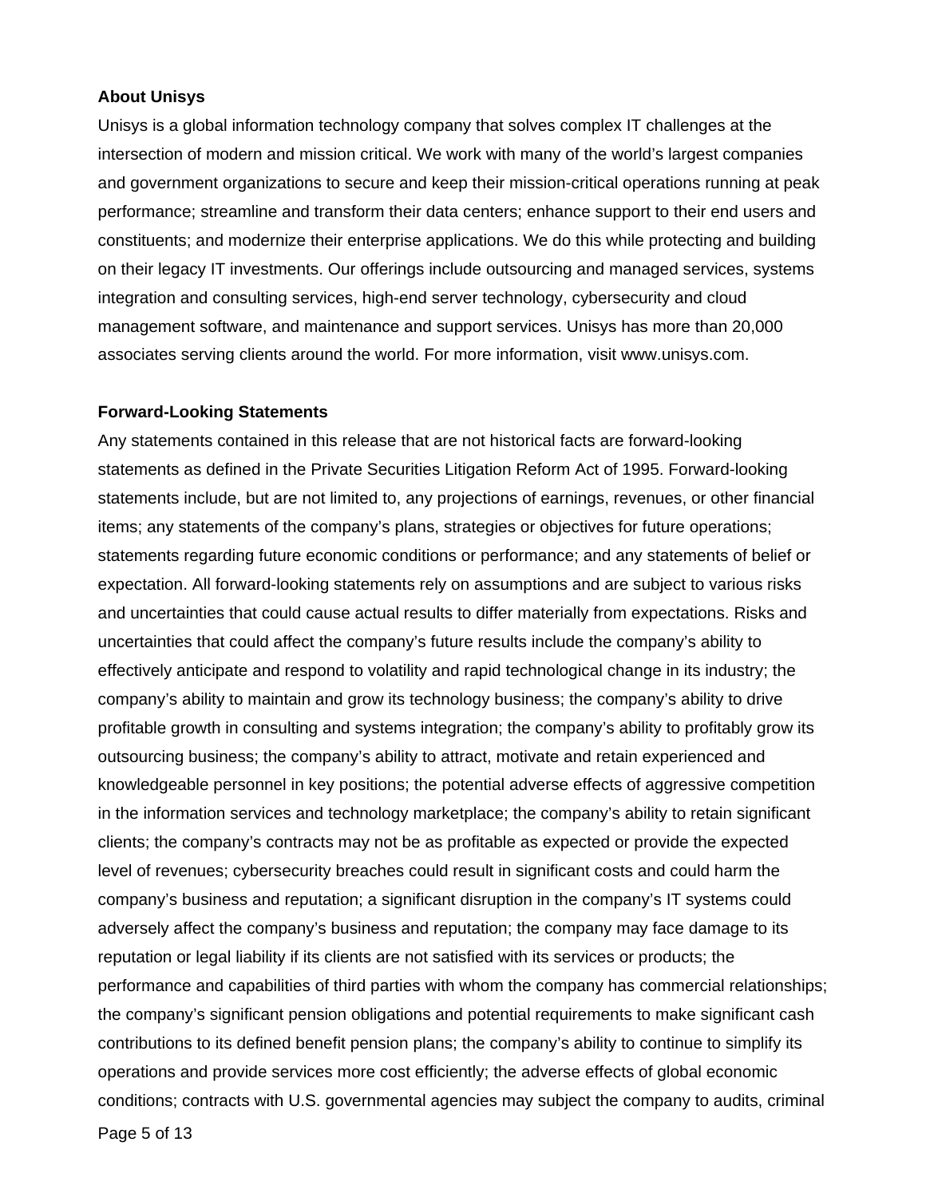**About Unisys**

Unisys is a global information technology company that solves complex IT challenges at the intersection of modern and mission critical. We work with many of the world's largest companies and government organizations to secure and keep their mission-critical operations running at peak performance; streamline and transform their data centers; enhance support to their end users and constituents; and modernize their enterprise applications. We do this while protecting and building on their legacy IT investments. Our offerings include outsourcing and managed services, systems integration and consulting services, high-end server technology, cybersecurity and cloud management software, and maintenance and support services. Unisys has more than 20,000 associates serving clients around the world. For more information, visit www.unisys.com.

**Forward-Looking Statements**

Any statements contained in this release that are not historical facts are forward-looking statements as defined in the Private Securities Litigation Reform Act of 1995. Forward-looking statements include, but are not limited to, any projections of earnings, revenues, or other financial items; any statements of the company's plans, strategies or objectives for future operations; statements regarding future economic conditions or performance; and any statements of belief or expectation. All forward-looking statements rely on assumptions and are subject to various risks and uncertainties that could cause actual results to differ materially from expectations. Risks and uncertainties that could affect the company's future results include the company's ability to effectively anticipate and respond to volatility and rapid technological change in its industry; the company's ability to maintain and grow its technology business; the company's ability to drive profitable growth in consulting and systems integration; the company's ability to profitably grow its outsourcing business; the company's ability to attract, motivate and retain experienced and knowledgeable personnel in key positions; the potential adverse effects of aggressive competition in the information services and technology marketplace; the company's ability to retain significant clients; the company's contracts may not be as profitable as expected or provide the expected level of revenues; cybersecurity breaches could result in significant costs and could harm the company's business and reputation; a significant disruption in the company's IT systems could adversely affect the company's business and reputation; the company may face damage to its reputation or legal liability if its clients are not satisfied with its services or products; the performance and capabilities of third parties with whom the company has commercial relationships; the company's significant pension obligations and potential requirements to make significant cash contributions to its defined benefit pension plans; the company's ability to continue to simplify its operations and provide services more cost efficiently; the adverse effects of global economic conditions; contracts with U.S. governmental agencies may subject the company to audits, criminal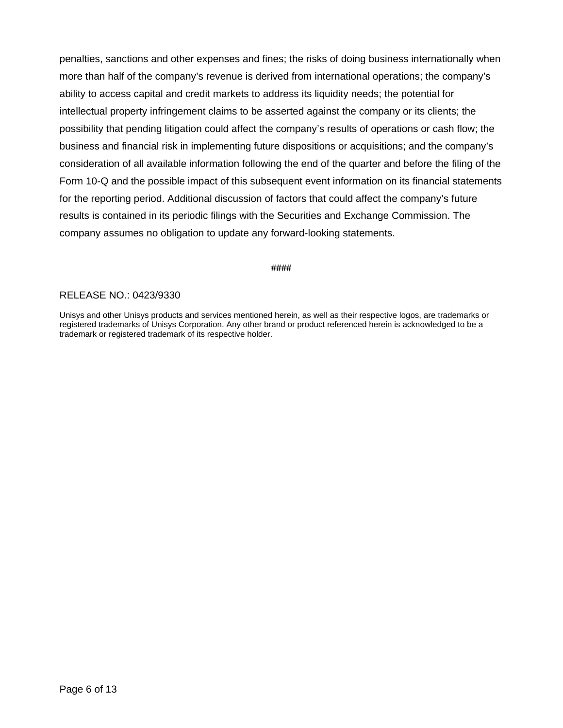penalties, sanctions and other expenses and fines; the risks of doing business internationally when more than half of the company's revenue is derived from international operations; the company's ability to access capital and credit markets to address its liquidity needs; the potential for intellectual property infringement claims to be asserted against the company or its clients; the possibility that pending litigation could affect the company's results of operations or cash flow; the business and financial risk in implementing future dispositions or acquisitions; and the company's consideration of all available information following the end of the quarter and before the filing of the Form 10-Q and the possible impact of this subsequent event information on its financial statements for the reporting period. Additional discussion of factors that could affect the company's future results is contained in its periodic filings with the Securities and Exchange Commission. The company assumes no obligation to update any forward-looking statements.

####

RELEASE NO.: 0423/9330

Unisys and other Unisys products and services mentioned herein, as well as their respective logos, are trademarks or registered trademarks of Unisys Corporation. Any other brand or product referenced herein is acknowledged to be a trademark or registered trademark of its respective holder.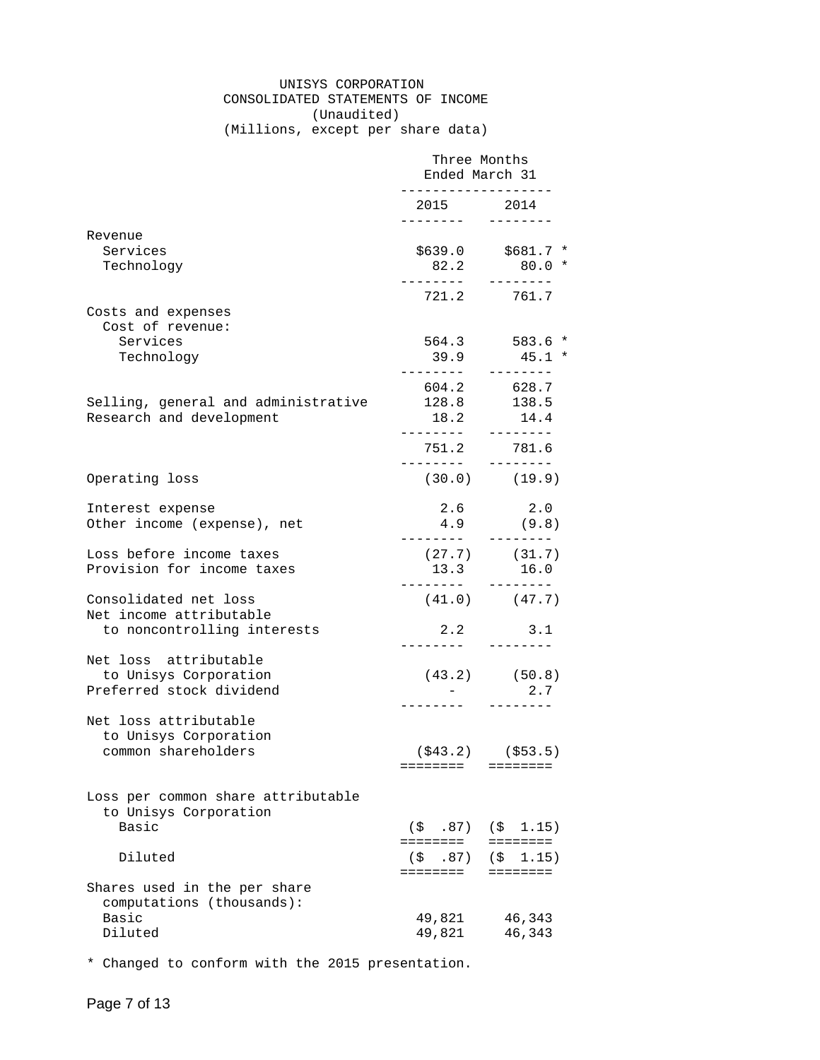# UNISYS CORPORATION
## CONSOLIDATED STATEMENTS OF INCOME
(Unaudited)
(Millions, except per share data)

| | Three Months Ended March 31 | |
|---|---|---|
| | 2015 | 2014 |
| Revenue | | |
| Services | $639.0 | $681.7 * |
| Technology | 82.2 | 80.0 * |
| | 721.2 | 761.7 |
| Costs and expenses | | |
| Cost of revenue: | | |
| Services | 564.3 | 583.6 * |
| Technology | 39.9 | 45.1 * |
| | 604.2 | 628.7 |
| Selling, general and administrative | 128.8 | 138.5 |
| Research and development | 18.2 | 14.4 |
| | 751.2 | 781.6 |
| Operating loss | (30.0) | (19.9) |
| Interest expense | 2.6 | 2.0 |
| Other income (expense), net | 4.9 | (9.8) |
| Loss before income taxes | (27.7) | (31.7) |
| Provision for income taxes | 13.3 | 16.0 |
| Consolidated net loss | (41.0) | (47.7) |
| Net income attributable to noncontrolling interests | 2.2 | 3.1 |
| Net loss attributable to Unisys Corporation | (43.2) | (50.8) |
| Preferred stock dividend | - | 2.7 |
| Net loss attributable to Unisys Corporation common shareholders | ($43.2) | ($53.5) |
| Loss per common share attributable to Unisys Corporation | | |
| Basic | ($ .87) | ($ 1.15) |
| Diluted | ($ .87) | ($ 1.15) |
| Shares used in the per share computations (thousands): | | |
| Basic | 49,821 | 46,343 |
| Diluted | 49,821 | 46,343 |

* Changed to conform with the 2015 presentation.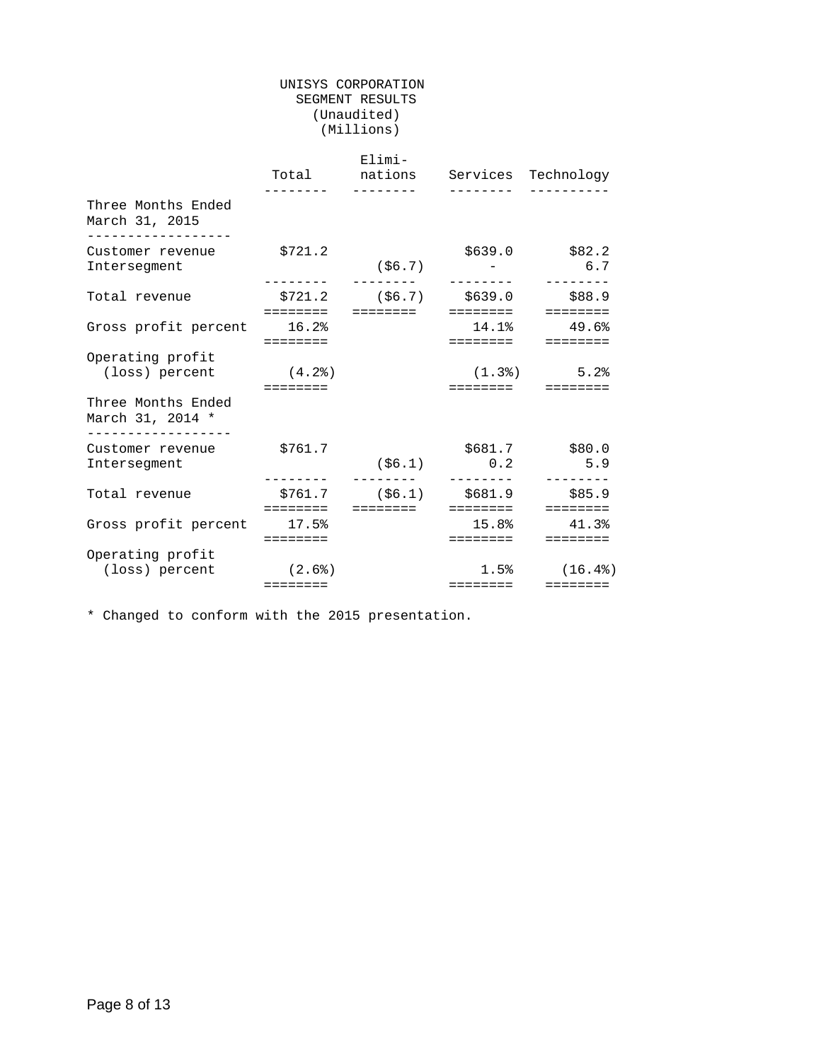# UNISYS CORPORATION
## SEGMENT RESULTS
(Unaudited)
(Millions)

| | Total | Elimi-nations | Services | Technology |
|---|---|---|---|---|
| **Three Months Ended March 31, 2015** | | | | |
| Customer revenue | $721.2 | | $639.0 | $82.2 |
| Intersegment | | ($6.7) | - | 6.7 |
| Total revenue | $721.2 | ($6.7) | $639.0 | $88.9 |
| Gross profit percent | 16.2% | | 14.1% | 49.6% |
| Operating profit (loss) percent | (4.2%) | | (1.3%) | 5.2% |
| **Three Months Ended March 31, 2014 *** | | | | |
| Customer revenue | $761.7 | | $681.7 | $80.0 |
| Intersegment | | ($6.1) | 0.2 | 5.9 |
| Total revenue | $761.7 | ($6.1) | $681.9 | $85.9 |
| Gross profit percent | 17.5% | | 15.8% | 41.3% |
| Operating profit (loss) percent | (2.6%) | | 1.5% | (16.4%) |

* Changed to conform with the 2015 presentation.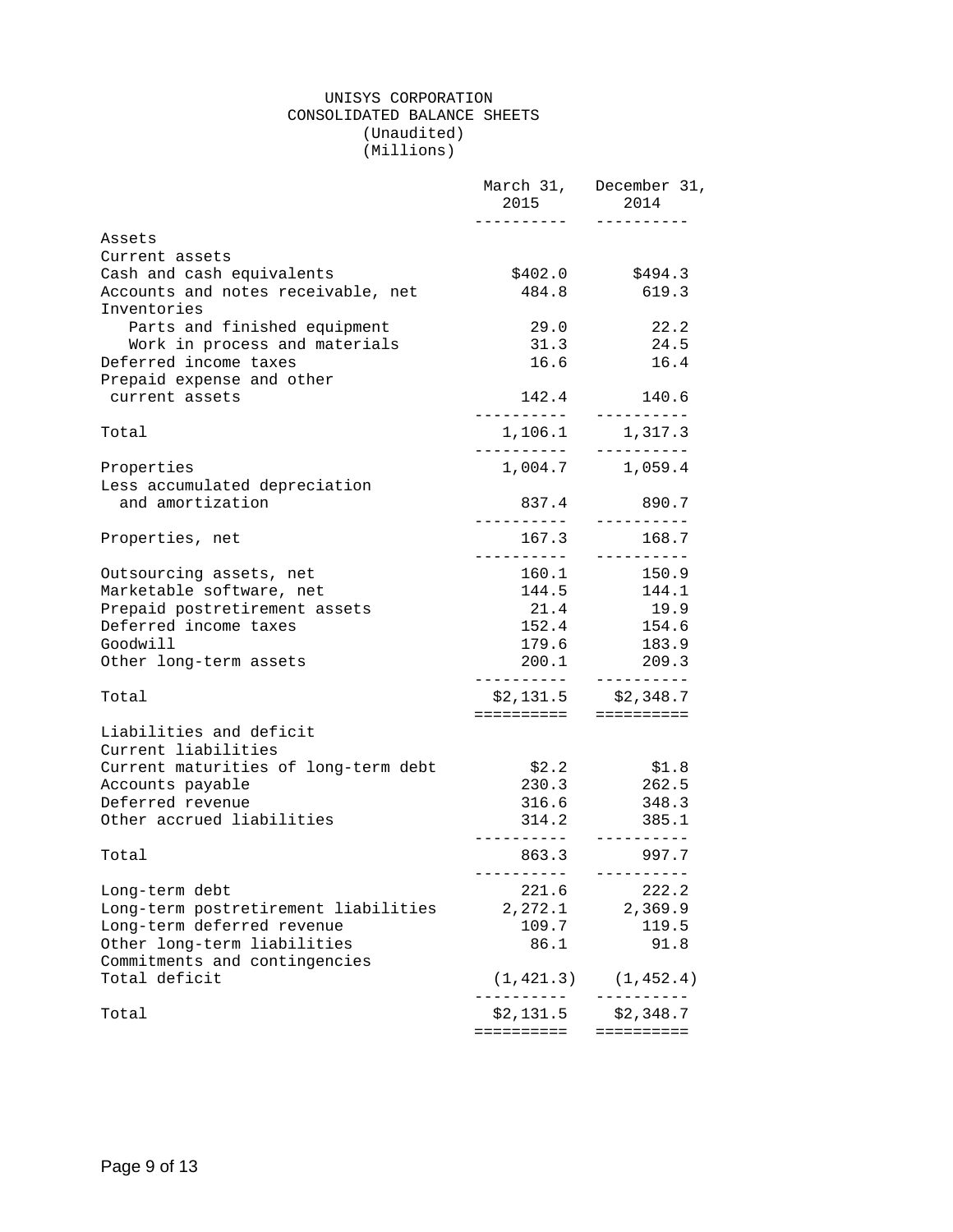# UNISYS CORPORATION
## CONSOLIDATED BALANCE SHEETS
(Unaudited)
(Millions)

| | March 31, 2015 | December 31, 2014 |
|---|---|---|
| **Assets** | | |
| Current assets | | |
| Cash and cash equivalents | $402.0 | $494.3 |
| Accounts and notes receivable, net | 484.8 | 619.3 |
| Inventories | | |
| Parts and finished equipment | 29.0 | 22.2 |
| Work in process and materials | 31.3 | 24.5 |
| Deferred income taxes | 16.6 | 16.4 |
| Prepaid expense and other current assets | 142.4 | 140.6 |
| Total | 1,106.1 | 1,317.3 |
| Properties | 1,004.7 | 1,059.4 |
| Less accumulated depreciation and amortization | 837.4 | 890.7 |
| Properties, net | 167.3 | 168.7 |
| Outsourcing assets, net | 160.1 | 150.9 |
| Marketable software, net | 144.5 | 144.1 |
| Prepaid postretirement assets | 21.4 | 19.9 |
| Deferred income taxes | 152.4 | 154.6 |
| Goodwill | 179.6 | 183.9 |
| Other long-term assets | 200.1 | 209.3 |
| Total | $2,131.5 | $2,348.7 |
| **Liabilities and deficit** | | |
| Current liabilities | | |
| Current maturities of long-term debt | $2.2 | $1.8 |
| Accounts payable | 230.3 | 262.5 |
| Deferred revenue | 316.6 | 348.3 |
| Other accrued liabilities | 314.2 | 385.1 |
| Total | 863.3 | 997.7 |
| Long-term debt | 221.6 | 222.2 |
| Long-term postretirement liabilities | 2,272.1 | 2,369.9 |
| Long-term deferred revenue | 109.7 | 119.5 |
| Other long-term liabilities | 86.1 | 91.8 |
| Commitments and contingencies | | |
| Total deficit | (1,421.3) | (1,452.4) |
| Total | $2,131.5 | $2,348.7 |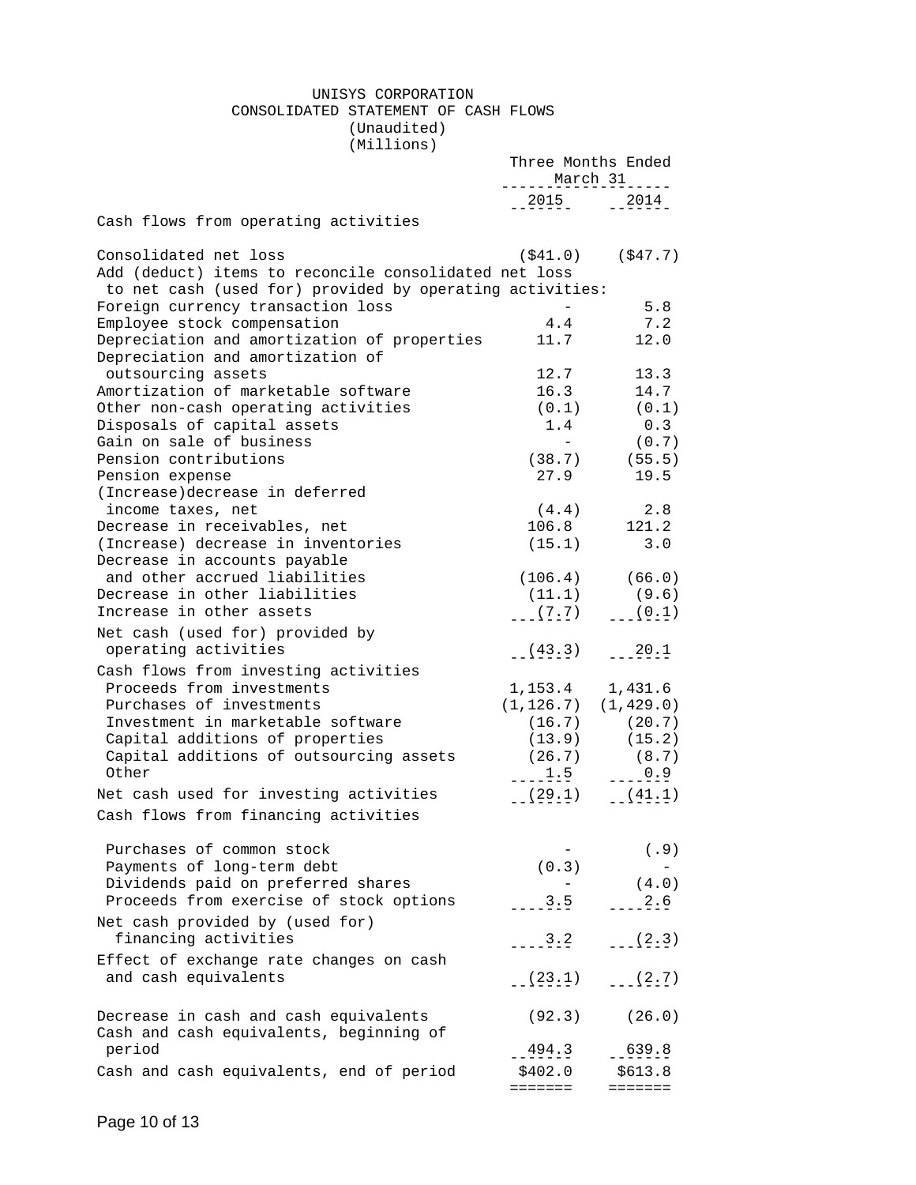# UNISYS CORPORATION

## CONSOLIDATED STATEMENT OF CASH FLOWS

(Unaudited)

(Millions)

| | Three Months Ended March 31 | |
|---|---|---|
| | 2015 | 2014 |
| **Cash flows from operating activities** | | |
| Consolidated net loss | ($41.0) | ($47.7) |
| Add (deduct) items to reconcile consolidated net loss to net cash (used for) provided by operating activities: | | |
| Foreign currency transaction loss | - | 5.8 |
| Employee stock compensation | 4.4 | 7.2 |
| Depreciation and amortization of properties | 11.7 | 12.0 |
| Depreciation and amortization of outsourcing assets | 12.7 | 13.3 |
| Amortization of marketable software | 16.3 | 14.7 |
| Other non-cash operating activities | (0.1) | (0.1) |
| Disposals of capital assets | 1.4 | 0.3 |
| Gain on sale of business | - | (0.7) |
| Pension contributions | (38.7) | (55.5) |
| Pension expense | 27.9 | 19.5 |
| (Increase)decrease in deferred income taxes, net | (4.4) | 2.8 |
| Decrease in receivables, net | 106.8 | 121.2 |
| (Increase) decrease in inventories | (15.1) | 3.0 |
| Decrease in accounts payable and other accrued liabilities | (106.4) | (66.0) |
| Decrease in other liabilities | (11.1) | (9.6) |
| Increase in other assets | (7.7) | (0.1) |
| Net cash (used for) provided by operating activities | (43.3) | 20.1 |
| **Cash flows from investing activities** | | |
| Proceeds from investments | 1,153.4 | 1,431.6 |
| Purchases of investments | (1,126.7) | (1,429.0) |
| Investment in marketable software | (16.7) | (20.7) |
| Capital additions of properties | (13.9) | (15.2) |
| Capital additions of outsourcing assets | (26.7) | (8.7) |
| Other | 1.5 | 0.9 |
| Net cash used for investing activities | (29.1) | (41.1) |
| **Cash flows from financing activities** | | |
| Purchases of common stock | - | (.9) |
| Payments of long-term debt | (0.3) | - |
| Dividends paid on preferred shares | - | (4.0) |
| Proceeds from exercise of stock options | 3.5 | 2.6 |
| Net cash provided by (used for) financing activities | 3.2 | (2.3) |
| Effect of exchange rate changes on cash and cash equivalents | (23.1) | (2.7) |
| Decrease in cash and cash equivalents | (92.3) | (26.0) |
| Cash and cash equivalents, beginning of period | 494.3 | 639.8 |
| Cash and cash equivalents, end of period | $402.0 | $613.8 |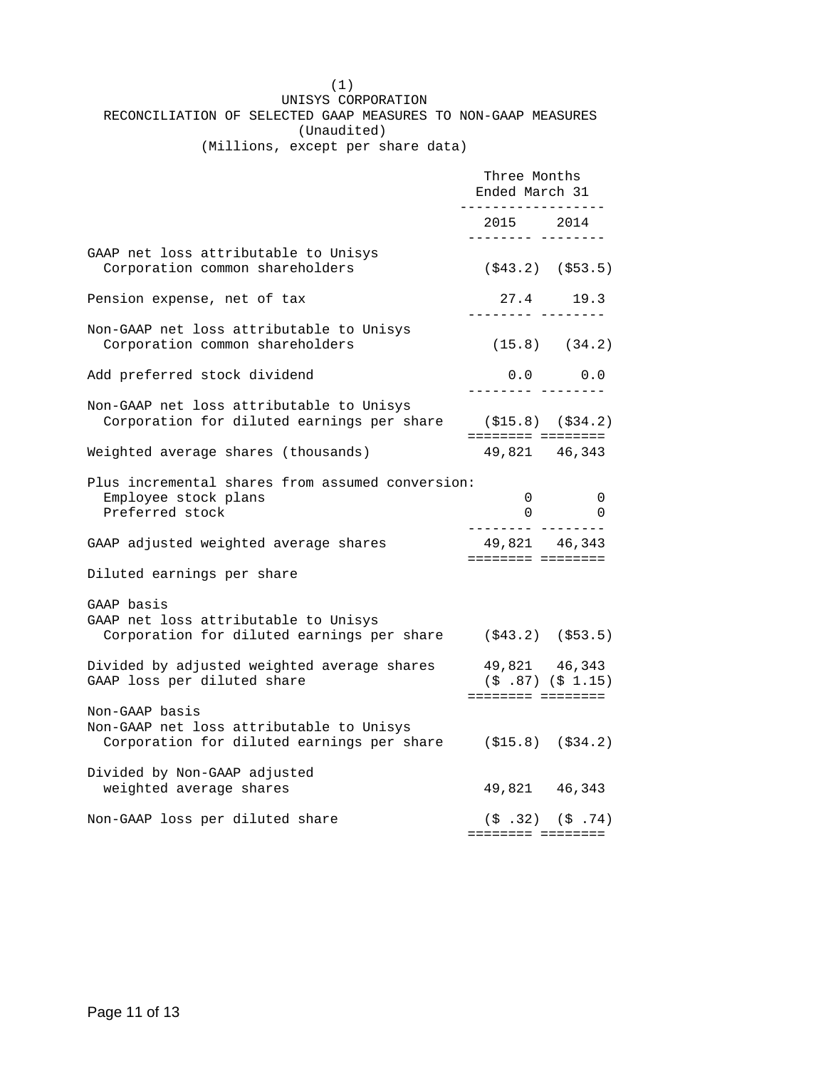(1)

# UNISYS CORPORATION

## RECONCILIATION OF SELECTED GAAP MEASURES TO NON-GAAP MEASURES

(Unaudited)

(Millions, except per share data)

| | Three Months Ended March 31 | |
|---|---|---|
| | 2015 | 2014 |
| GAAP net loss attributable to Unisys Corporation common shareholders | ($43.2) | ($53.5) |
| Pension expense, net of tax | 27.4 | 19.3 |
| Non-GAAP net loss attributable to Unisys Corporation common shareholders | (15.8) | (34.2) |
| Add preferred stock dividend | 0.0 | 0.0 |
| Non-GAAP net loss attributable to Unisys Corporation for diluted earnings per share | ($15.8) | ($34.2) |
| Weighted average shares (thousands) | 49,821 | 46,343 |
| Plus incremental shares from assumed conversion: | | |
| Employee stock plans | 0 | 0 |
| Preferred stock | 0 | 0 |
| GAAP adjusted weighted average shares | 49,821 | 46,343 |
| Diluted earnings per share | | |
| GAAP basis | | |
| GAAP net loss attributable to Unisys Corporation for diluted earnings per share | ($43.2) | ($53.5) |
| Divided by adjusted weighted average shares | 49,821 | 46,343 |
| GAAP loss per diluted share | ($ .87) | ($ 1.15) |
| Non-GAAP basis | | |
| Non-GAAP net loss attributable to Unisys Corporation for diluted earnings per share | ($15.8) | ($34.2) |
| Divided by Non-GAAP adjusted weighted average shares | 49,821 | 46,343 |
| Non-GAAP loss per diluted share | ($ .32) | ($ .74) |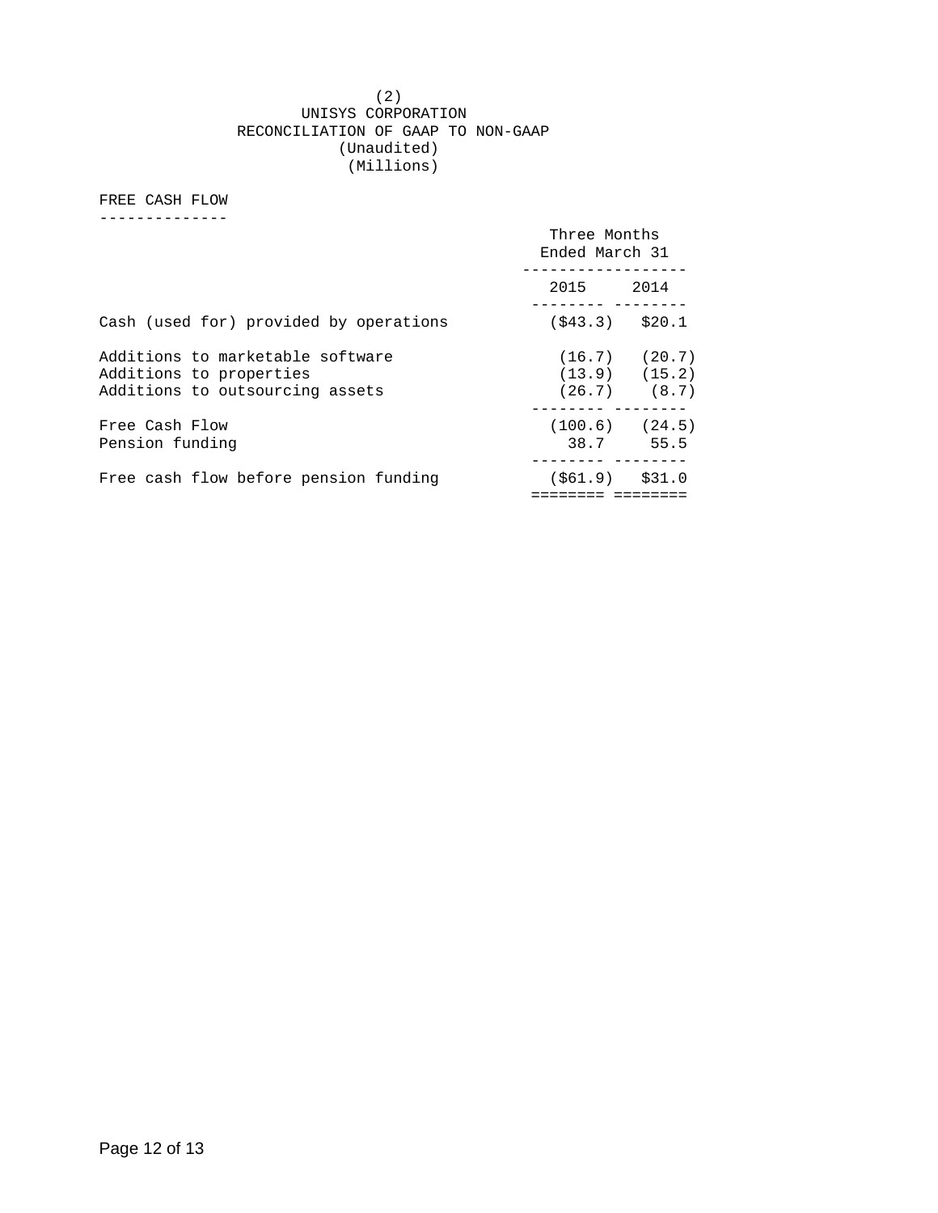(2)

# UNISYS CORPORATION
## RECONCILIATION OF GAAP TO NON-GAAP
(Unaudited)
(Millions)

### FREE CASH FLOW

| | Three Months Ended March 31 | |
|---|---|---|
| | 2015 | 2014 |
| Cash (used for) provided by operations | ($43.3) | $20.1 |
| Additions to marketable software | (16.7) | (20.7) |
| Additions to properties | (13.9) | (15.2) |
| Additions to outsourcing assets | (26.7) | (8.7) |
| Free Cash Flow | (100.6) | (24.5) |
| Pension funding | 38.7 | 55.5 |
| Free cash flow before pension funding | ($61.9) | $31.0 |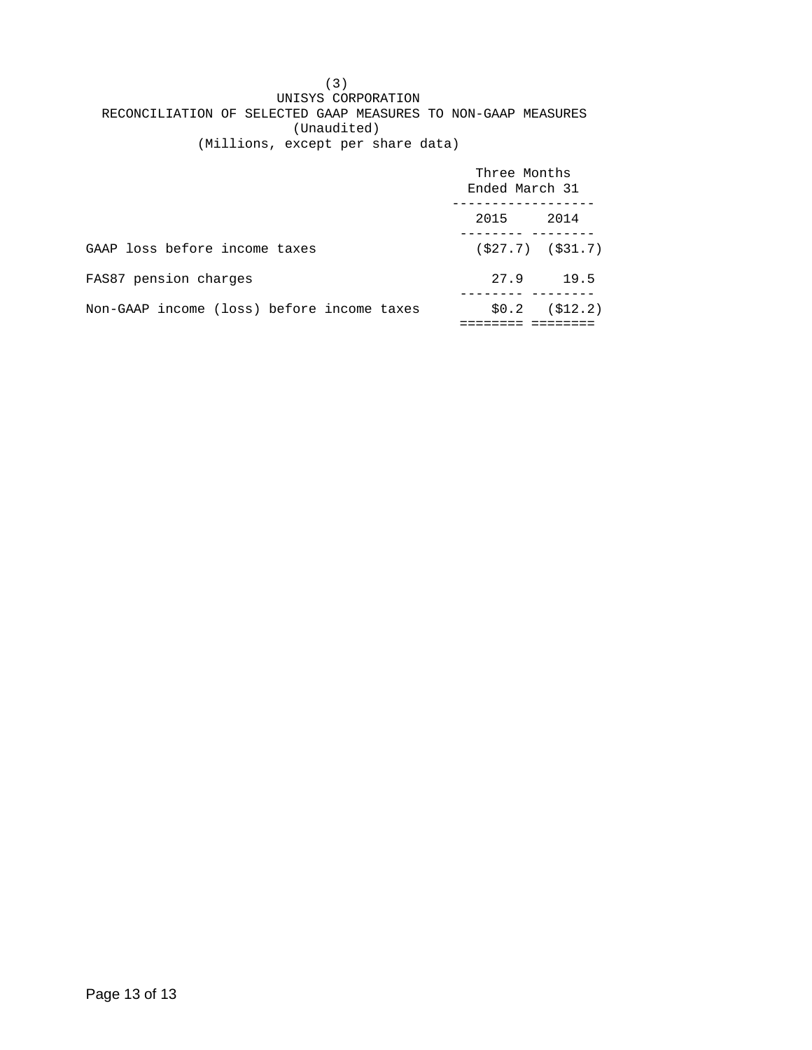(3)

UNISYS CORPORATION

RECONCILIATION OF SELECTED GAAP MEASURES TO NON-GAAP MEASURES

(Unaudited)

(Millions, except per share data)

| | Three Months Ended March 31 | |
|---|---|---|
| | 2015 | 2014 |
| GAAP loss before income taxes | ($27.7) | ($31.7) |
| FAS87 pension charges | 27.9 | 19.5 |
| Non-GAAP income (loss) before income taxes | $0.2 | ($12.2) |